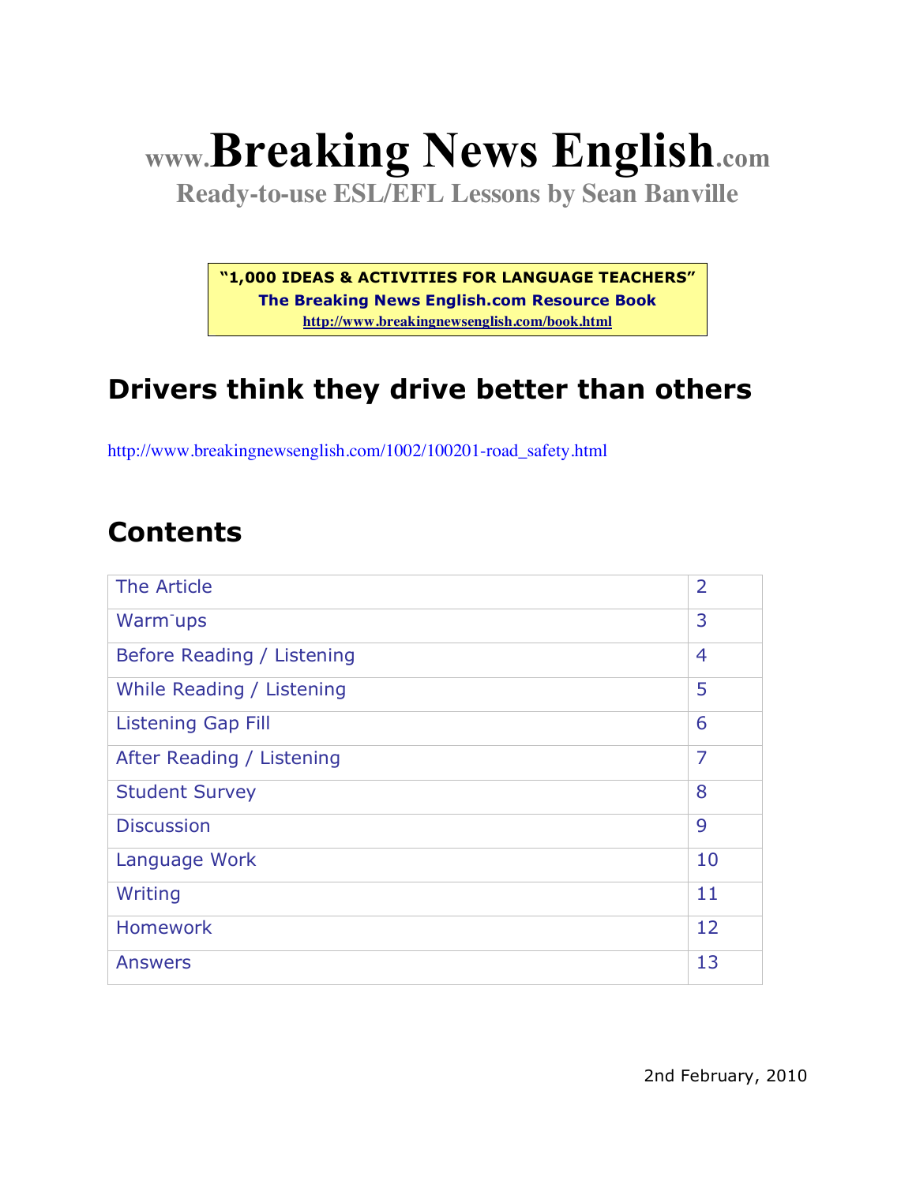# www.Breaking News English.com

**Ready-to-use ESL/EFL Lessons by Sean Banville**

**"1,000 IDEAS & ACTIVITIES FOR LANGUAGE TEACHERS"**
**The Breaking News English.com Resource Book**
**http://www.breakingnewsenglish.com/book.html**

## Drivers think they drive better than others

http://www.breakingnewsenglish.com/1002/100201-road_safety.html

## Contents

| | |
|---|---|
| The Article | 2 |
| Warm-ups | 3 |
| Before Reading / Listening | 4 |
| While Reading / Listening | 5 |
| Listening Gap Fill | 6 |
| After Reading / Listening | 7 |
| Student Survey | 8 |
| Discussion | 9 |
| Language Work | 10 |
| Writing | 11 |
| Homework | 12 |
| Answers | 13 |

2nd February, 2010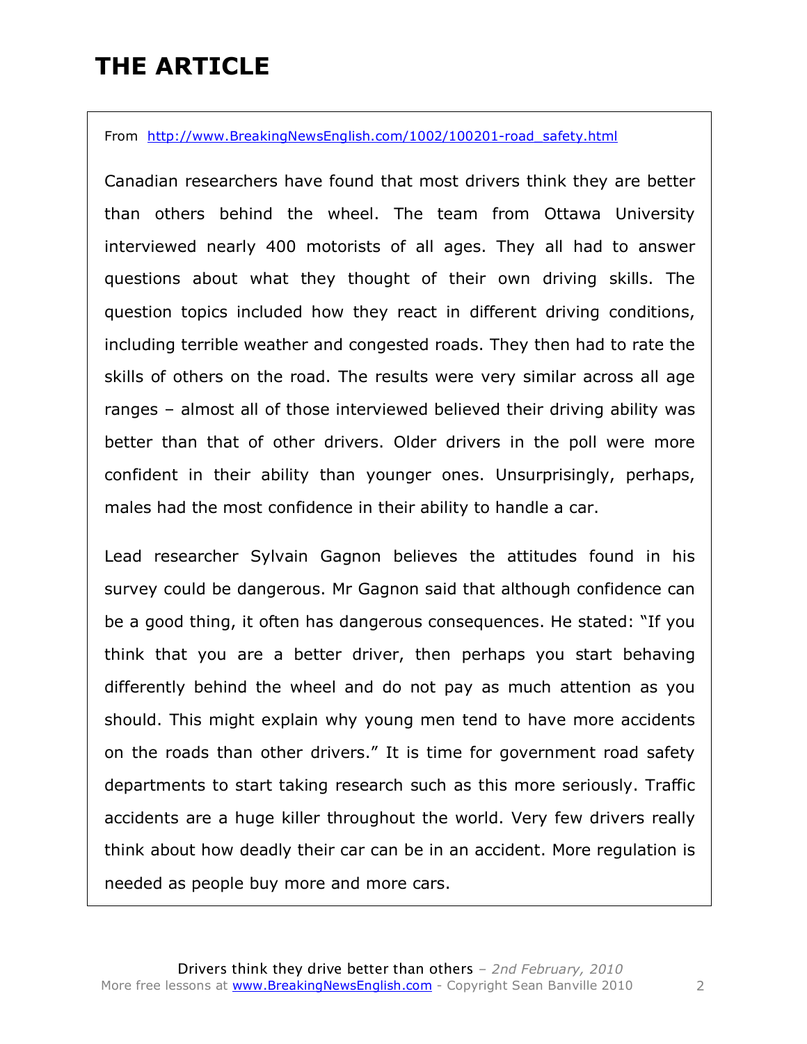# THE ARTICLE

From http://www.BreakingNewsEnglish.com/1002/100201-road_safety.html

Canadian researchers have found that most drivers think they are better than others behind the wheel. The team from Ottawa University interviewed nearly 400 motorists of all ages. They all had to answer questions about what they thought of their own driving skills. The question topics included how they react in different driving conditions, including terrible weather and congested roads. They then had to rate the skills of others on the road. The results were very similar across all age ranges – almost all of those interviewed believed their driving ability was better than that of other drivers. Older drivers in the poll were more confident in their ability than younger ones. Unsurprisingly, perhaps, males had the most confidence in their ability to handle a car.

Lead researcher Sylvain Gagnon believes the attitudes found in his survey could be dangerous. Mr Gagnon said that although confidence can be a good thing, it often has dangerous consequences. He stated: "If you think that you are a better driver, then perhaps you start behaving differently behind the wheel and do not pay as much attention as you should. This might explain why young men tend to have more accidents on the roads than other drivers." It is time for government road safety departments to start taking research such as this more seriously. Traffic accidents are a huge killer throughout the world. Very few drivers really think about how deadly their car can be in an accident. More regulation is needed as people buy more and more cars.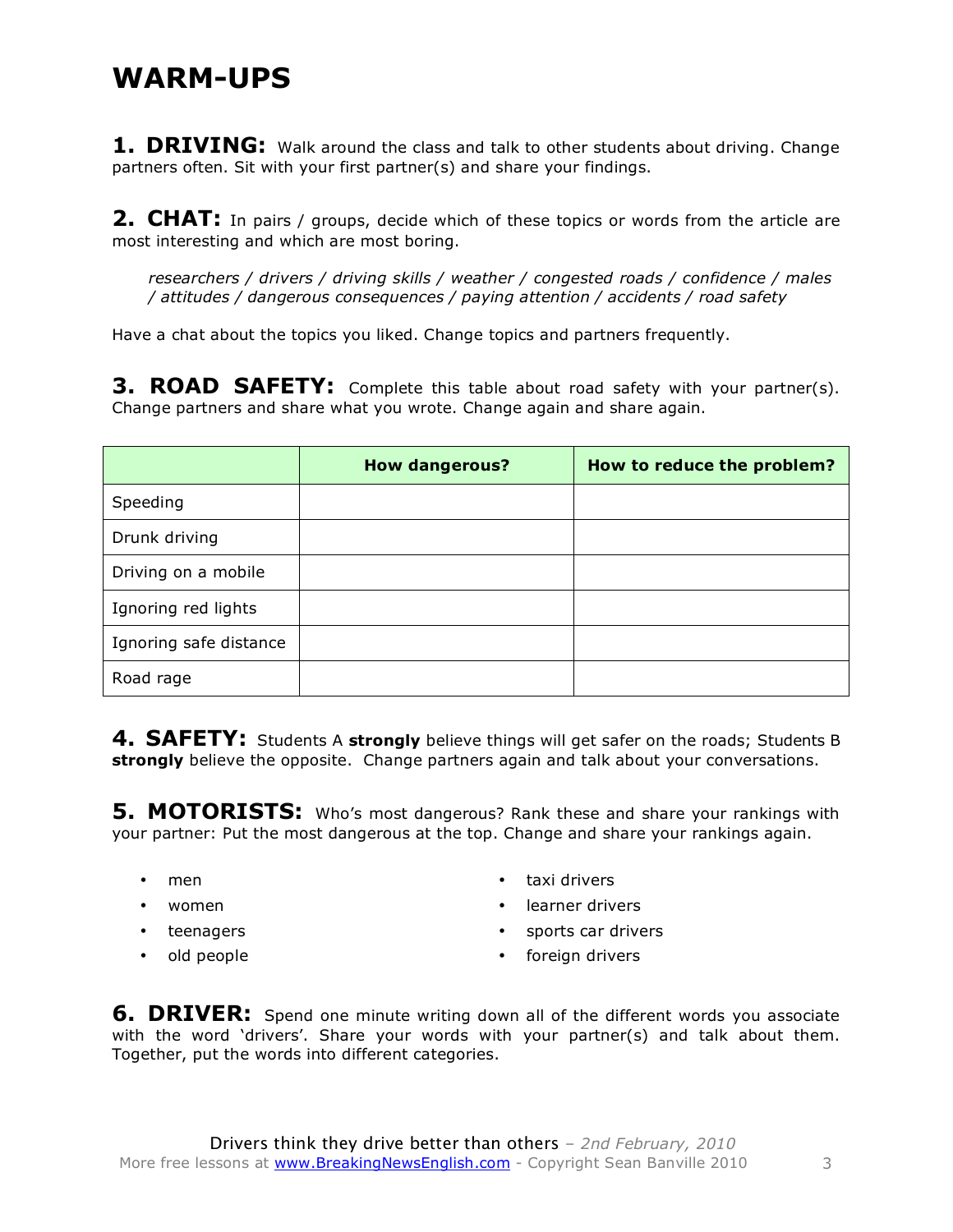# WARM-UPS

**1. DRIVING:** Walk around the class and talk to other students about driving. Change partners often. Sit with your first partner(s) and share your findings.

**2. CHAT:** In pairs / groups, decide which of these topics or words from the article are most interesting and which are most boring.

> *researchers / drivers / driving skills / weather / congested roads / confidence / males / attitudes / dangerous consequences / paying attention / accidents / road safety*

Have a chat about the topics you liked. Change topics and partners frequently.

**3. ROAD SAFETY:** Complete this table about road safety with your partner(s). Change partners and share what you wrote. Change again and share again.

| | How dangerous? | How to reduce the problem? |
|---|---|---|
| Speeding | | |
| Drunk driving | | |
| Driving on a mobile | | |
| Ignoring red lights | | |
| Ignoring safe distance | | |
| Road rage | | |

**4. SAFETY:** Students A **strongly** believe things will get safer on the roads; Students B **strongly** believe the opposite. Change partners again and talk about your conversations.

**5. MOTORISTS:** Who's most dangerous? Rank these and share your rankings with your partner: Put the most dangerous at the top. Change and share your rankings again.

- men
- women
- teenagers
- old people
- taxi drivers
- learner drivers
- sports car drivers
- foreign drivers

**6. DRIVER:** Spend one minute writing down all of the different words you associate with the word 'drivers'. Share your words with your partner(s) and talk about them. Together, put the words into different categories.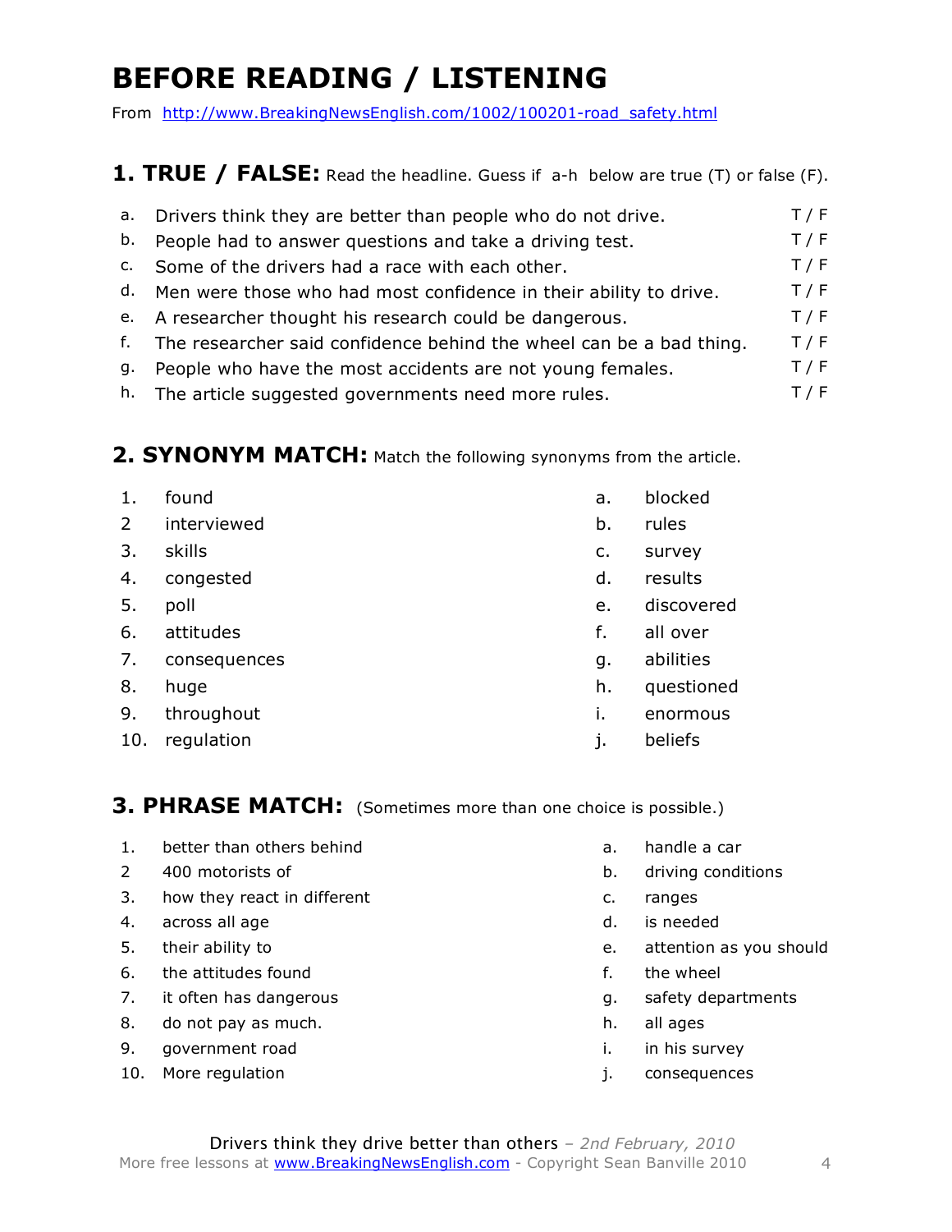# BEFORE READING / LISTENING

From http://www.BreakingNewsEnglish.com/1002/100201-road_safety.html

## 1. TRUE / FALSE: Read the headline. Guess if a-h below are true (T) or false (F).

| | | |
|---|---|---|
| a. | Drivers think they are better than people who do not drive. | T / F |
| b. | People had to answer questions and take a driving test. | T / F |
| c. | Some of the drivers had a race with each other. | T / F |
| d. | Men were those who had most confidence in their ability to drive. | T / F |
| e. | A researcher thought his research could be dangerous. | T / F |
| f. | The researcher said confidence behind the wheel can be a bad thing. | T / F |
| g. | People who have the most accidents are not young females. | T / F |
| h. | The article suggested governments need more rules. | T / F |

## 2. SYNONYM MATCH: Match the following synonyms from the article.

| | | | |
|---|---|---|---|
| 1. | found | a. | blocked |
| 2 | interviewed | b. | rules |
| 3. | skills | c. | survey |
| 4. | congested | d. | results |
| 5. | poll | e. | discovered |
| 6. | attitudes | f. | all over |
| 7. | consequences | g. | abilities |
| 8. | huge | h. | questioned |
| 9. | throughout | i. | enormous |
| 10. | regulation | j. | beliefs |

## 3. PHRASE MATCH: (Sometimes more than one choice is possible.)

| | | | |
|---|---|---|---|
| 1. | better than others behind | a. | handle a car |
| 2 | 400 motorists of | b. | driving conditions |
| 3. | how they react in different | c. | ranges |
| 4. | across all age | d. | is needed |
| 5. | their ability to | e. | attention as you should |
| 6. | the attitudes found | f. | the wheel |
| 7. | it often has dangerous | g. | safety departments |
| 8. | do not pay as much. | h. | all ages |
| 9. | government road | i. | in his survey |
| 10. | More regulation | j. | consequences |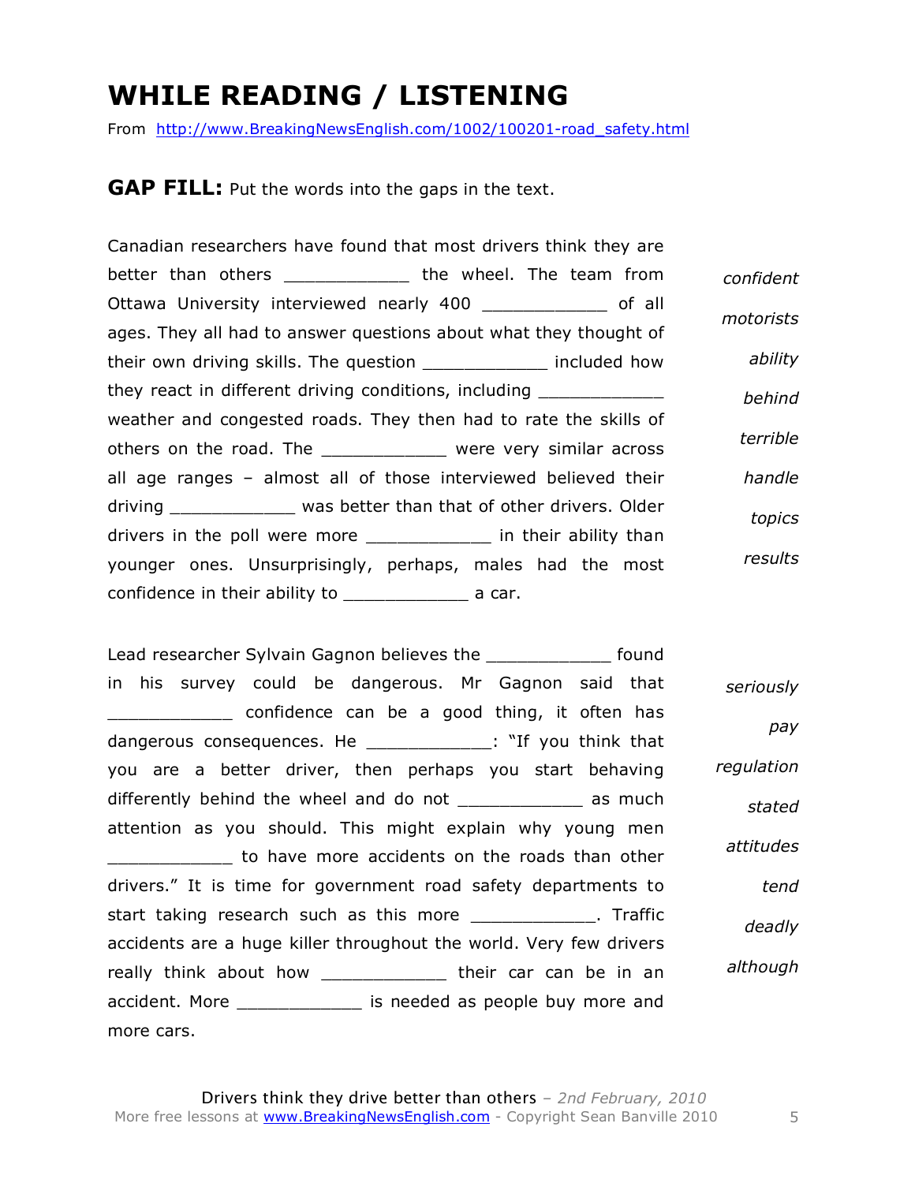# WHILE READING / LISTENING

From http://www.BreakingNewsEnglish.com/1002/100201-road_safety.html

**GAP FILL:** Put the words into the gaps in the text.

Canadian researchers have found that most drivers think they are better than others ____________ the wheel. The team from Ottawa University interviewed nearly 400 ____________ of all ages. They all had to answer questions about what they thought of their own driving skills. The question ____________ included how they react in different driving conditions, including ____________ weather and congested roads. They then had to rate the skills of others on the road. The ____________ were very similar across all age ranges – almost all of those interviewed believed their driving ____________ was better than that of other drivers. Older drivers in the poll were more ____________ in their ability than younger ones. Unsurprisingly, perhaps, males had the most confidence in their ability to ____________ a car.

*confident*

*motorists*

*ability*

*behind*

*terrible*

*handle*

*topics*

*results*

Lead researcher Sylvain Gagnon believes the ____________ found in his survey could be dangerous. Mr Gagnon said that ____________ confidence can be a good thing, it often has dangerous consequences. He ____________: "If you think that you are a better driver, then perhaps you start behaving differently behind the wheel and do not ____________ as much attention as you should. This might explain why young men ____________ to have more accidents on the roads than other drivers." It is time for government road safety departments to start taking research such as this more ____________. Traffic accidents are a huge killer throughout the world. Very few drivers really think about how ____________ their car can be in an accident. More ____________ is needed as people buy more and more cars.

*seriously*

*pay*

*regulation*

*stated*

*attitudes*

*tend*

*deadly*

*although*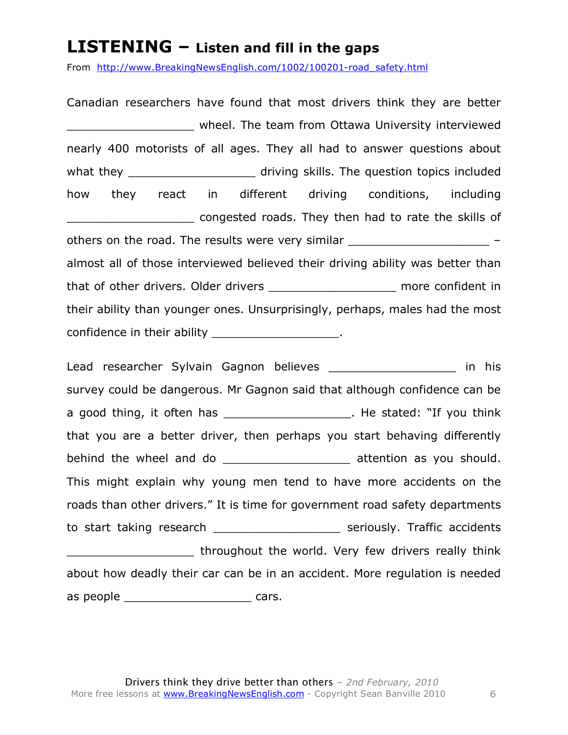# LISTENING – Listen and fill in the gaps

From http://www.BreakingNewsEnglish.com/1002/100201-road_safety.html

Canadian researchers have found that most drivers think they are better __________________ wheel. The team from Ottawa University interviewed nearly 400 motorists of all ages. They all had to answer questions about what they __________________ driving skills. The question topics included how they react in different driving conditions, including __________________ congested roads. They then had to rate the skills of others on the road. The results were very similar ____________________ – almost all of those interviewed believed their driving ability was better than that of other drivers. Older drivers __________________ more confident in their ability than younger ones. Unsurprisingly, perhaps, males had the most confidence in their ability __________________.

Lead researcher Sylvain Gagnon believes __________________ in his survey could be dangerous. Mr Gagnon said that although confidence can be a good thing, it often has __________________. He stated: "If you think that you are a better driver, then perhaps you start behaving differently behind the wheel and do __________________ attention as you should. This might explain why young men tend to have more accidents on the roads than other drivers." It is time for government road safety departments to start taking research __________________ seriously. Traffic accidents __________________ throughout the world. Very few drivers really think about how deadly their car can be in an accident. More regulation is needed as people __________________ cars.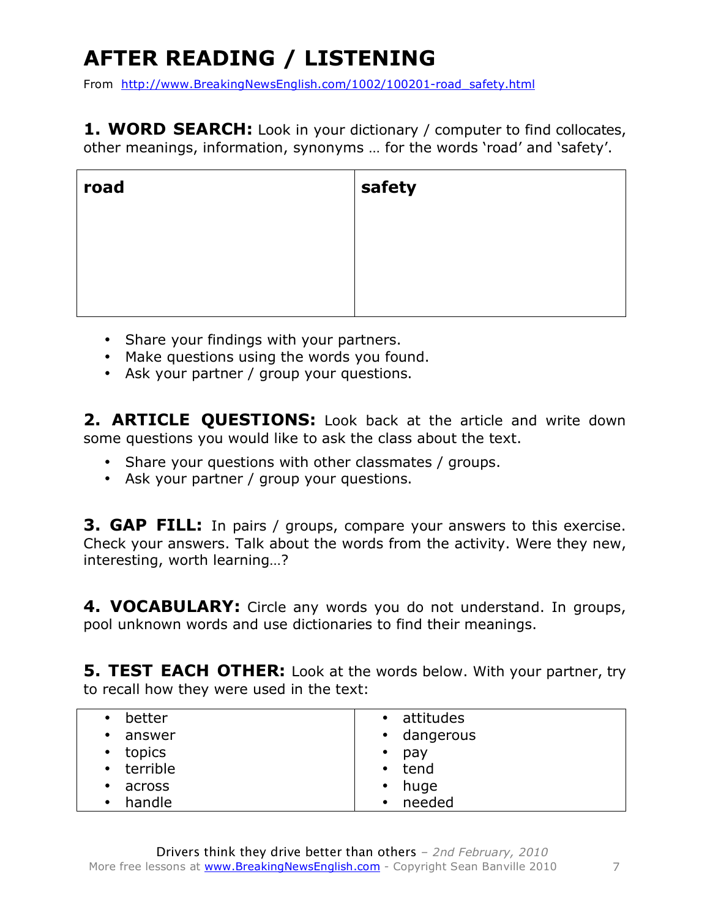# AFTER READING / LISTENING

From http://www.BreakingNewsEnglish.com/1002/100201-road_safety.html

**1. WORD SEARCH:** Look in your dictionary / computer to find collocates, other meanings, information, synonyms … for the words 'road' and 'safety'.

| road | safety |
|---|---|
| | |

- Share your findings with your partners.
- Make questions using the words you found.
- Ask your partner / group your questions.

**2. ARTICLE QUESTIONS:** Look back at the article and write down some questions you would like to ask the class about the text.

- Share your questions with other classmates / groups.
- Ask your partner / group your questions.

**3. GAP FILL:** In pairs / groups, compare your answers to this exercise. Check your answers. Talk about the words from the activity. Were they new, interesting, worth learning…?

**4. VOCABULARY:** Circle any words you do not understand. In groups, pool unknown words and use dictionaries to find their meanings.

**5. TEST EACH OTHER:** Look at the words below. With your partner, try to recall how they were used in the text:

| | |
|---|---|
| • better | • attitudes |
| • answer | • dangerous |
| • topics | • pay |
| • terrible | • tend |
| • across | • huge |
| • handle | • needed |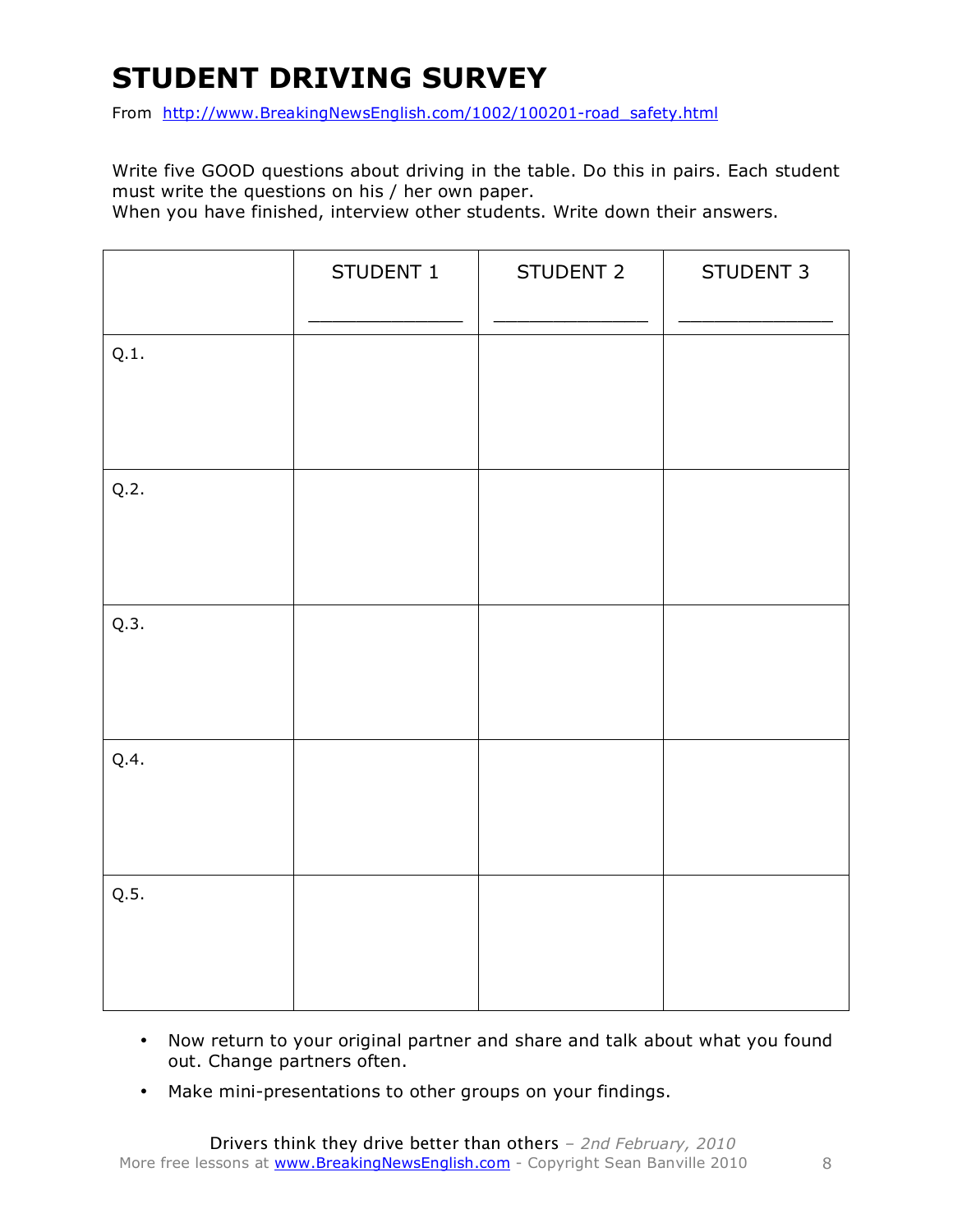# STUDENT DRIVING SURVEY

From http://www.BreakingNewsEnglish.com/1002/100201-road_safety.html

Write five GOOD questions about driving in the table. Do this in pairs. Each student must write the questions on his / her own paper.
When you have finished, interview other students. Write down their answers.

| | STUDENT 1 _______________ | STUDENT 2 _______________ | STUDENT 3 _______________ |
|---|---|---|---|
| Q.1. | | | |
| Q.2. | | | |
| Q.3. | | | |
| Q.4. | | | |
| Q.5. | | | |

- Now return to your original partner and share and talk about what you found out. Change partners often.
- Make mini-presentations to other groups on your findings.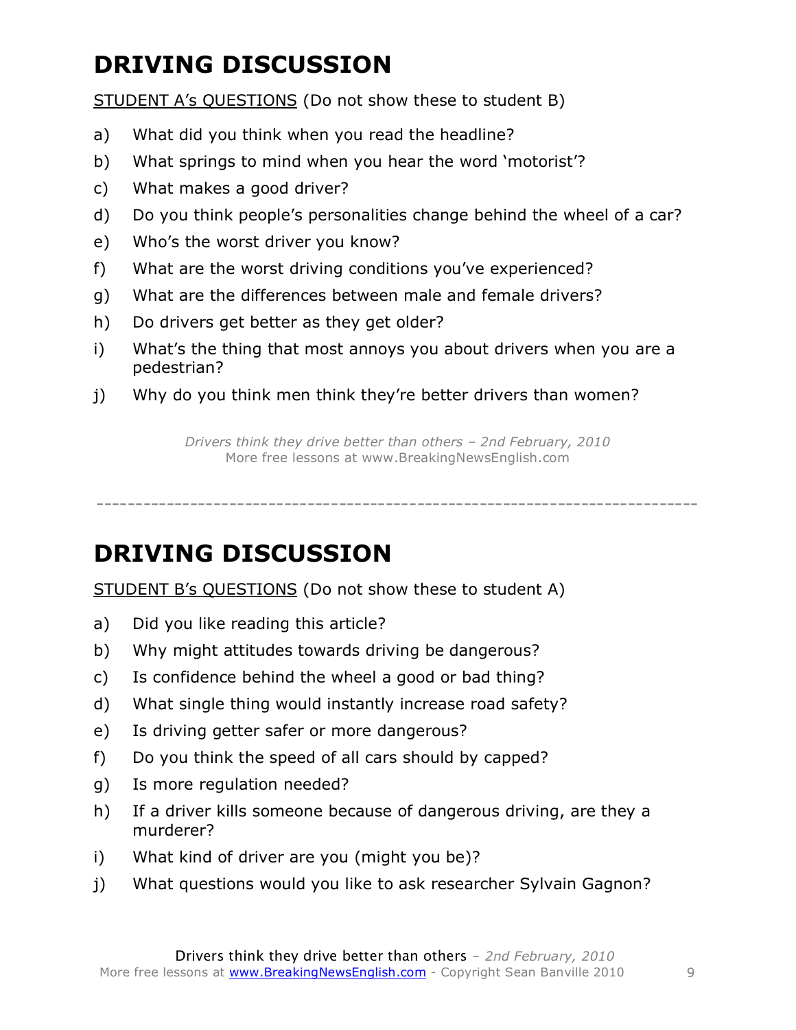# DRIVING DISCUSSION

STUDENT A's QUESTIONS (Do not show these to student B)

a) What did you think when you read the headline?

b) What springs to mind when you hear the word 'motorist'?

c) What makes a good driver?

d) Do you think people's personalities change behind the wheel of a car?

e) Who's the worst driver you know?

f) What are the worst driving conditions you've experienced?

g) What are the differences between male and female drivers?

h) Do drivers get better as they get older?

i) What's the thing that most annoys you about drivers when you are a pedestrian?

j) Why do you think men think they're better drivers than women?

*Drivers think they drive better than others – 2nd February, 2010*
More free lessons at www.BreakingNewsEnglish.com

---

# DRIVING DISCUSSION

STUDENT B's QUESTIONS (Do not show these to student A)

a) Did you like reading this article?

b) Why might attitudes towards driving be dangerous?

c) Is confidence behind the wheel a good or bad thing?

d) What single thing would instantly increase road safety?

e) Is driving getter safer or more dangerous?

f) Do you think the speed of all cars should by capped?

g) Is more regulation needed?

h) If a driver kills someone because of dangerous driving, are they a murderer?

i) What kind of driver are you (might you be)?

j) What questions would you like to ask researcher Sylvain Gagnon?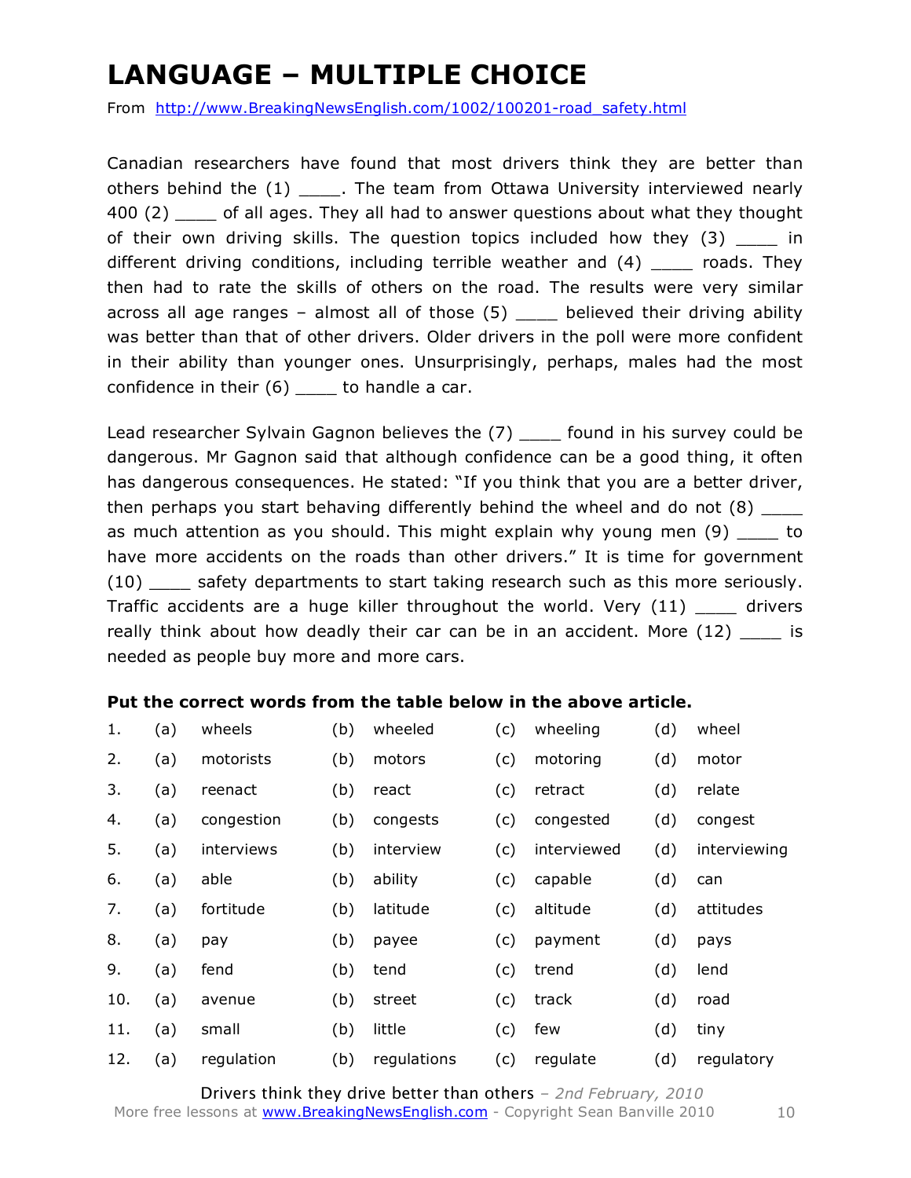# LANGUAGE – MULTIPLE CHOICE

From http://www.BreakingNewsEnglish.com/1002/100201-road_safety.html

Canadian researchers have found that most drivers think they are better than others behind the (1) ____. The team from Ottawa University interviewed nearly 400 (2) ____ of all ages. They all had to answer questions about what they thought of their own driving skills. The question topics included how they (3) ____ in different driving conditions, including terrible weather and (4) ____ roads. They then had to rate the skills of others on the road. The results were very similar across all age ranges – almost all of those (5) ____ believed their driving ability was better than that of other drivers. Older drivers in the poll were more confident in their ability than younger ones. Unsurprisingly, perhaps, males had the most confidence in their (6) ____ to handle a car.

Lead researcher Sylvain Gagnon believes the (7) ____ found in his survey could be dangerous. Mr Gagnon said that although confidence can be a good thing, it often has dangerous consequences. He stated: "If you think that you are a better driver, then perhaps you start behaving differently behind the wheel and do not (8) ____ as much attention as you should. This might explain why young men (9) ____ to have more accidents on the roads than other drivers." It is time for government (10) ____ safety departments to start taking research such as this more seriously. Traffic accidents are a huge killer throughout the world. Very (11) ____ drivers really think about how deadly their car can be in an accident. More (12) ____ is needed as people buy more and more cars.

**Put the correct words from the table below in the above article.**

| | | | | | | | | |
|---|---|---|---|---|---|---|---|---|
| 1. | (a) | wheels | (b) | wheeled | (c) | wheeling | (d) | wheel |
| 2. | (a) | motorists | (b) | motors | (c) | motoring | (d) | motor |
| 3. | (a) | reenact | (b) | react | (c) | retract | (d) | relate |
| 4. | (a) | congestion | (b) | congests | (c) | congested | (d) | congest |
| 5. | (a) | interviews | (b) | interview | (c) | interviewed | (d) | interviewing |
| 6. | (a) | able | (b) | ability | (c) | capable | (d) | can |
| 7. | (a) | fortitude | (b) | latitude | (c) | altitude | (d) | attitudes |
| 8. | (a) | pay | (b) | payee | (c) | payment | (d) | pays |
| 9. | (a) | fend | (b) | tend | (c) | trend | (d) | lend |
| 10. | (a) | avenue | (b) | street | (c) | track | (d) | road |
| 11. | (a) | small | (b) | little | (c) | few | (d) | tiny |
| 12. | (a) | regulation | (b) | regulations | (c) | regulate | (d) | regulatory |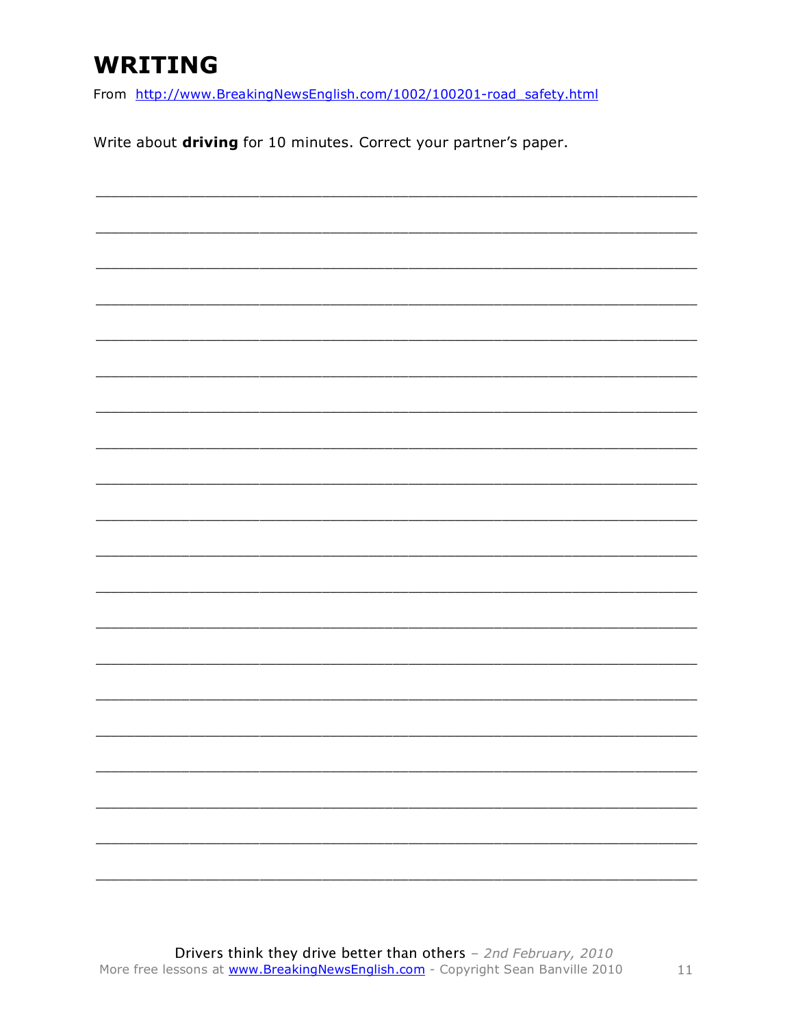# WRITING

From http://www.BreakingNewsEnglish.com/1002/100201-road_safety.html

Write about **driving** for 10 minutes. Correct your partner's paper.

___________________________________________________________________________

___________________________________________________________________________

___________________________________________________________________________

___________________________________________________________________________

___________________________________________________________________________

___________________________________________________________________________

___________________________________________________________________________

___________________________________________________________________________

___________________________________________________________________________

___________________________________________________________________________

___________________________________________________________________________

___________________________________________________________________________

___________________________________________________________________________

___________________________________________________________________________

___________________________________________________________________________

___________________________________________________________________________

___________________________________________________________________________

___________________________________________________________________________

___________________________________________________________________________

___________________________________________________________________________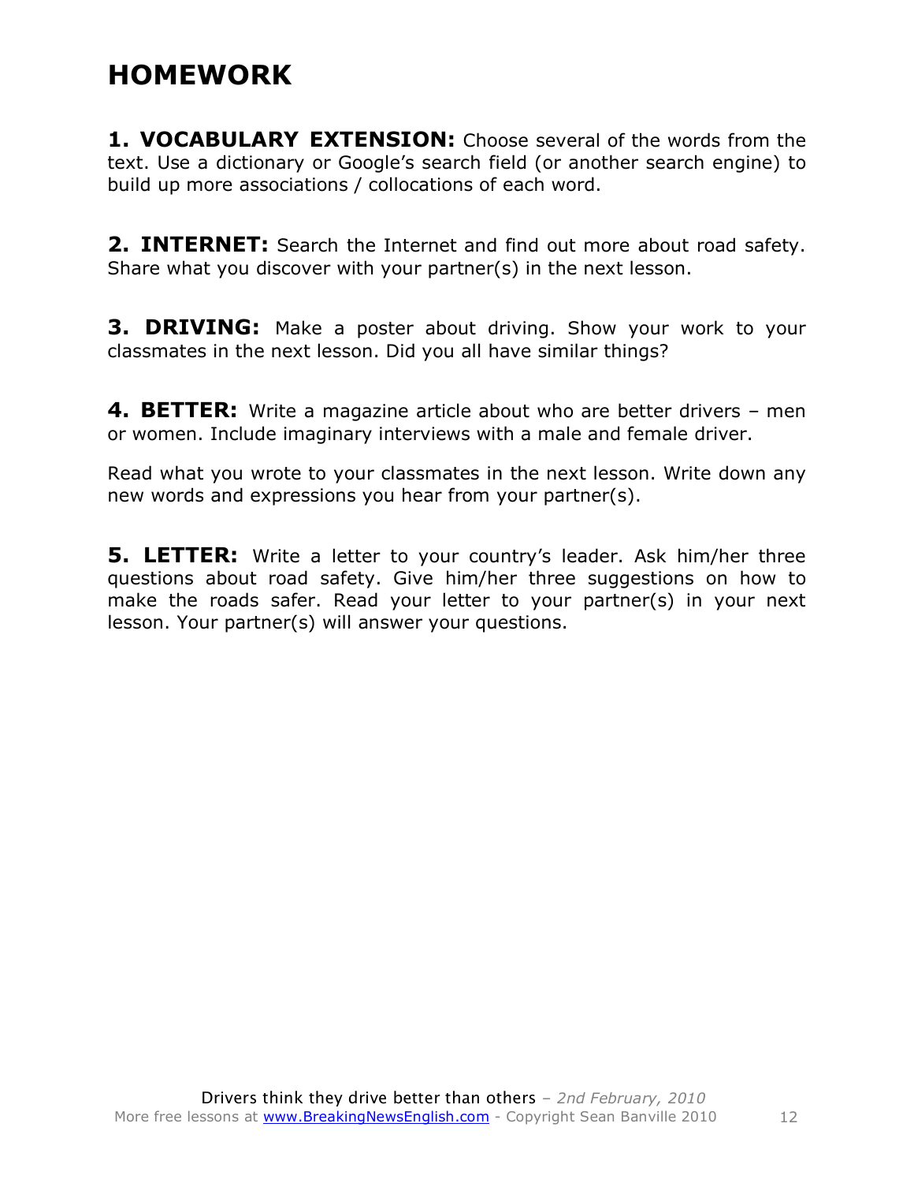# HOMEWORK

**1. VOCABULARY EXTENSION:** Choose several of the words from the text. Use a dictionary or Google's search field (or another search engine) to build up more associations / collocations of each word.

**2. INTERNET:** Search the Internet and find out more about road safety. Share what you discover with your partner(s) in the next lesson.

**3. DRIVING:** Make a poster about driving. Show your work to your classmates in the next lesson. Did you all have similar things?

**4. BETTER:** Write a magazine article about who are better drivers – men or women. Include imaginary interviews with a male and female driver.

Read what you wrote to your classmates in the next lesson. Write down any new words and expressions you hear from your partner(s).

**5. LETTER:** Write a letter to your country's leader. Ask him/her three questions about road safety. Give him/her three suggestions on how to make the roads safer. Read your letter to your partner(s) in your next lesson. Your partner(s) will answer your questions.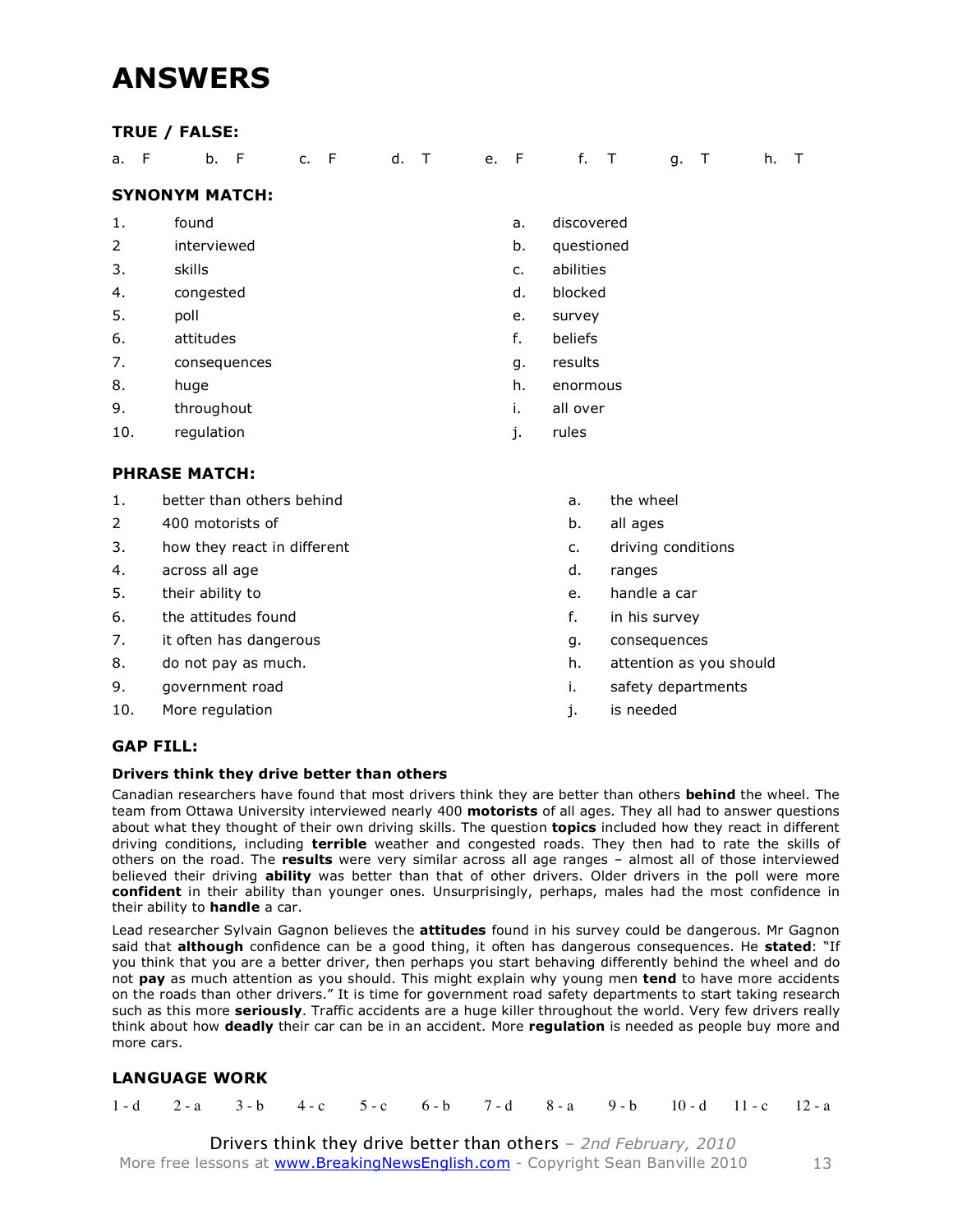# ANSWERS

### TRUE / FALSE:

a. F    b. F    c. F    d. T    e. F    f. T    g. T    h. T

### SYNONYM MATCH:

| | | | |
|---|---|---|---|
| 1. | found | a. | discovered |
| 2 | interviewed | b. | questioned |
| 3. | skills | c. | abilities |
| 4. | congested | d. | blocked |
| 5. | poll | e. | survey |
| 6. | attitudes | f. | beliefs |
| 7. | consequences | g. | results |
| 8. | huge | h. | enormous |
| 9. | throughout | i. | all over |
| 10. | regulation | j. | rules |

### PHRASE MATCH:

| | | | |
|---|---|---|---|
| 1. | better than others behind | a. | the wheel |
| 2 | 400 motorists of | b. | all ages |
| 3. | how they react in different | c. | driving conditions |
| 4. | across all age | d. | ranges |
| 5. | their ability to | e. | handle a car |
| 6. | the attitudes found | f. | in his survey |
| 7. | it often has dangerous | g. | consequences |
| 8. | do not pay as much. | h. | attention as you should |
| 9. | government road | i. | safety departments |
| 10. | More regulation | j. | is needed |

### GAP FILL:

**Drivers think they drive better than others**

Canadian researchers have found that most drivers think they are better than others **behind** the wheel. The team from Ottawa University interviewed nearly 400 **motorists** of all ages. They all had to answer questions about what they thought of their own driving skills. The question **topics** included how they react in different driving conditions, including **terrible** weather and congested roads. They then had to rate the skills of others on the road. The **results** were very similar across all age ranges – almost all of those interviewed believed their driving **ability** was better than that of other drivers. Older drivers in the poll were more **confident** in their ability than younger ones. Unsurprisingly, perhaps, males had the most confidence in their ability to **handle** a car.

Lead researcher Sylvain Gagnon believes the **attitudes** found in his survey could be dangerous. Mr Gagnon said that **although** confidence can be a good thing, it often has dangerous consequences. He **stated**: "If you think that you are a better driver, then perhaps you start behaving differently behind the wheel and do not **pay** as much attention as you should. This might explain why young men **tend** to have more accidents on the roads than other drivers." It is time for government road safety departments to start taking research such as this more **seriously**. Traffic accidents are a huge killer throughout the world. Very few drivers really think about how **deadly** their car can be in an accident. More **regulation** is needed as people buy more and more cars.

### LANGUAGE WORK

1 - d    2 - a    3 - b    4 - c    5 - c    6 - b    7 - d    8 - a    9 - b    10 - d    11 - c    12 - a